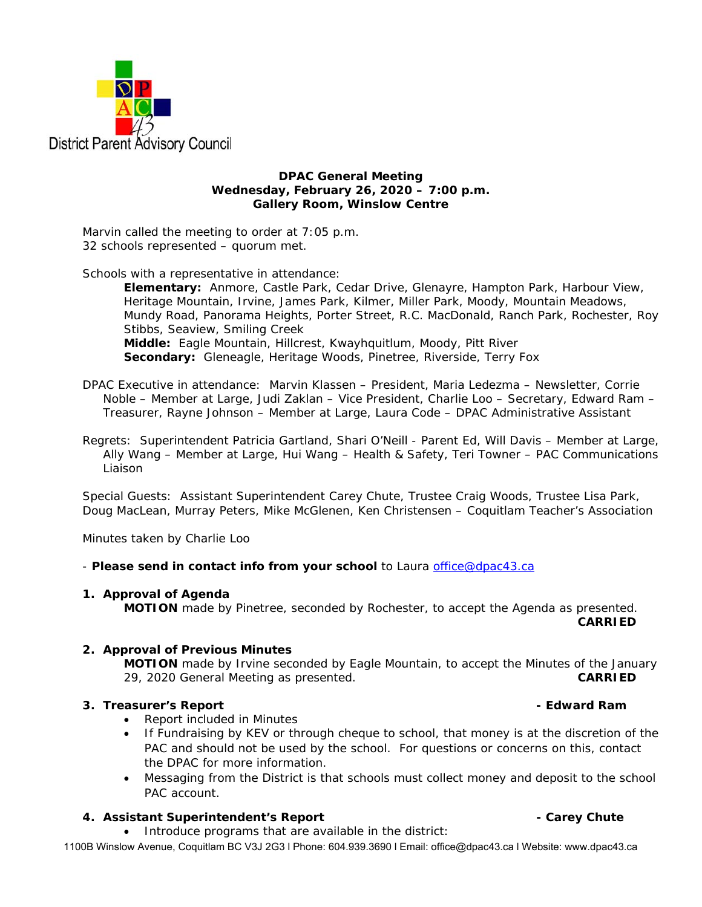District Parent Advisory Council

**DPAC General Meeting**
**Wednesday, February 26, 2020 – 7:00 p.m.**
**Gallery Room, Winslow Centre**

Marvin called the meeting to order at 7:05 p.m.
32 schools represented – quorum met.

Schools with a representative in attendance:

**Elementary:** Anmore, Castle Park, Cedar Drive, Glenayre, Hampton Park, Harbour View, Heritage Mountain, Irvine, James Park, Kilmer, Miller Park, Moody, Mountain Meadows, Mundy Road, Panorama Heights, Porter Street, R.C. MacDonald, Ranch Park, Rochester, Roy Stibbs, Seaview, Smiling Creek
**Middle:** Eagle Mountain, Hillcrest, Kwayhquitlum, Moody, Pitt River
**Secondary:** Gleneagle, Heritage Woods, Pinetree, Riverside, Terry Fox

DPAC Executive in attendance: Marvin Klassen – President, Maria Ledezma – Newsletter, Corrie Noble – Member at Large, Judi Zaklan – Vice President, Charlie Loo – Secretary, Edward Ram – Treasurer, Rayne Johnson – Member at Large, Laura Code – DPAC Administrative Assistant

Regrets: Superintendent Patricia Gartland, Shari O'Neill - Parent Ed, Will Davis – Member at Large, Ally Wang – Member at Large, Hui Wang – Health & Safety, Teri Towner – PAC Communications Liaison

Special Guests: Assistant Superintendent Carey Chute, Trustee Craig Woods, Trustee Lisa Park, Doug MacLean, Murray Peters, Mike McGlenen, Ken Christensen – Coquitlam Teacher's Association

Minutes taken by Charlie Loo

- **Please send in contact info from your school** to Laura office@dpac43.ca

1. **Approval of Agenda**

   **MOTION** made by Pinetree, seconded by Rochester, to accept the Agenda as presented. **CARRIED**

2. **Approval of Previous Minutes**

   **MOTION** made by Irvine seconded by Eagle Mountain, to accept the Minutes of the January 29, 2020 General Meeting as presented. **CARRIED**

3. **Treasurer's Report - Edward Ram**
   - Report included in Minutes
   - If Fundraising by KEV or through cheque to school, that money is at the discretion of the PAC and should not be used by the school. For questions or concerns on this, contact the DPAC for more information.
   - Messaging from the District is that schools must collect money and deposit to the school PAC account.

4. **Assistant Superintendent's Report - Carey Chute**
   - Introduce programs that are available in the district: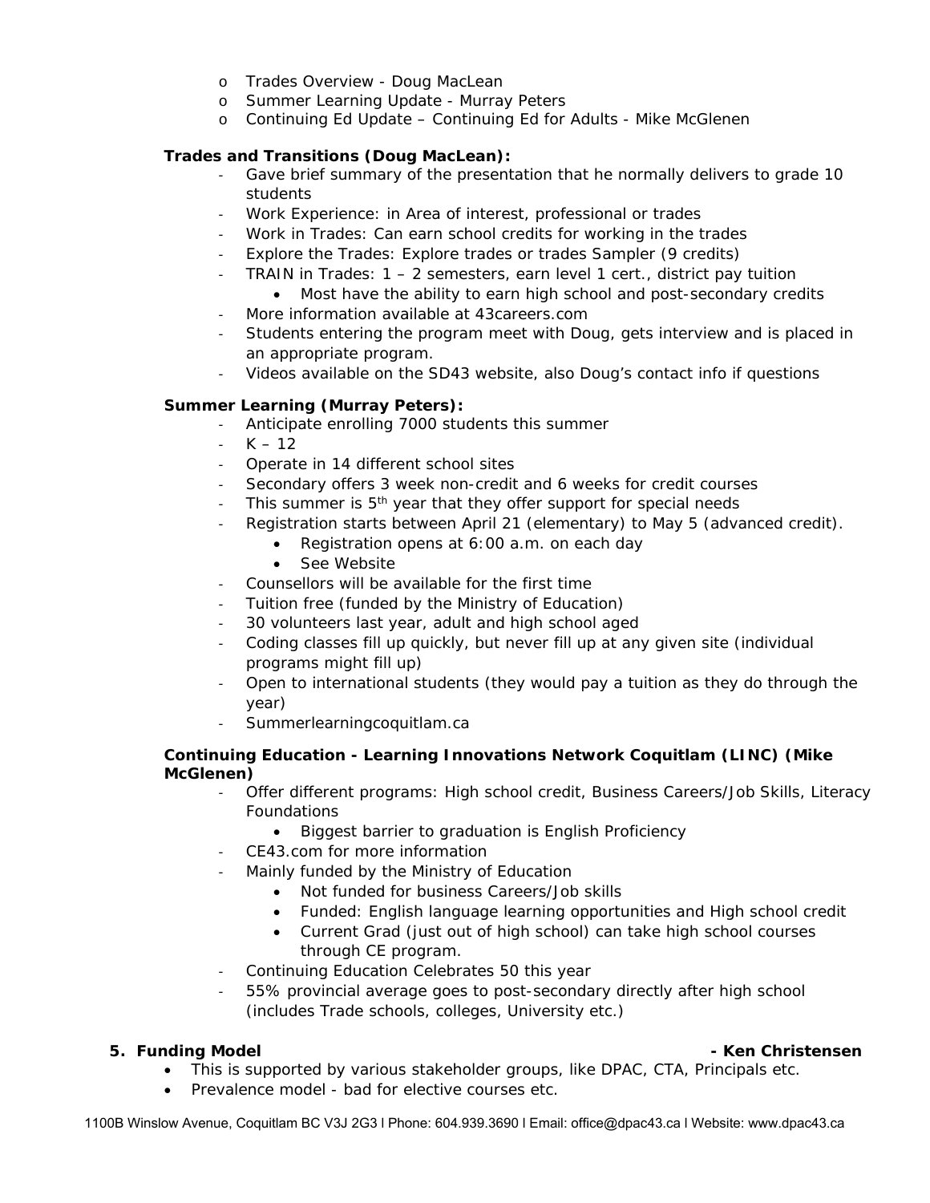- Trades Overview - Doug MacLean
- Summer Learning Update - Murray Peters
- Continuing Ed Update – Continuing Ed for Adults - Mike McGlenen

**Trades and Transitions (Doug MacLean):**

- Gave brief summary of the presentation that he normally delivers to grade 10 students
- Work Experience: in Area of interest, professional or trades
- Work in Trades: Can earn school credits for working in the trades
- Explore the Trades: Explore trades or trades Sampler (9 credits)
- TRAIN in Trades: 1 – 2 semesters, earn level 1 cert., district pay tuition
  - Most have the ability to earn high school and post-secondary credits
- More information available at 43careers.com
- Students entering the program meet with Doug, gets interview and is placed in an appropriate program.
- Videos available on the SD43 website, also Doug's contact info if questions

**Summer Learning (Murray Peters):**

- Anticipate enrolling 7000 students this summer
- K – 12
- Operate in 14 different school sites
- Secondary offers 3 week non-credit and 6 weeks for credit courses
- This summer is 5th year that they offer support for special needs
- Registration starts between April 21 (elementary) to May 5 (advanced credit).
  - Registration opens at 6:00 a.m. on each day
  - See Website
- Counsellors will be available for the first time
- Tuition free (funded by the Ministry of Education)
- 30 volunteers last year, adult and high school aged
- Coding classes fill up quickly, but never fill up at any given site (individual programs might fill up)
- Open to international students (they would pay a tuition as they do through the year)
- Summerlearningcoquitlam.ca

**Continuing Education - Learning Innovations Network Coquitlam (LINC) (Mike McGlenen)**

- Offer different programs: High school credit, Business Careers/Job Skills, Literacy Foundations
  - Biggest barrier to graduation is English Proficiency
- CE43.com for more information
- Mainly funded by the Ministry of Education
  - Not funded for business Careers/Job skills
  - Funded: English language learning opportunities and High school credit
  - Current Grad (just out of high school) can take high school courses through CE program.
- Continuing Education Celebrates 50 this year
- 55% provincial average goes to post-secondary directly after high school (includes Trade schools, colleges, University etc.)

**5. Funding Model - Ken Christensen**

- This is supported by various stakeholder groups, like DPAC, CTA, Principals etc.
- Prevalence model - bad for elective courses etc.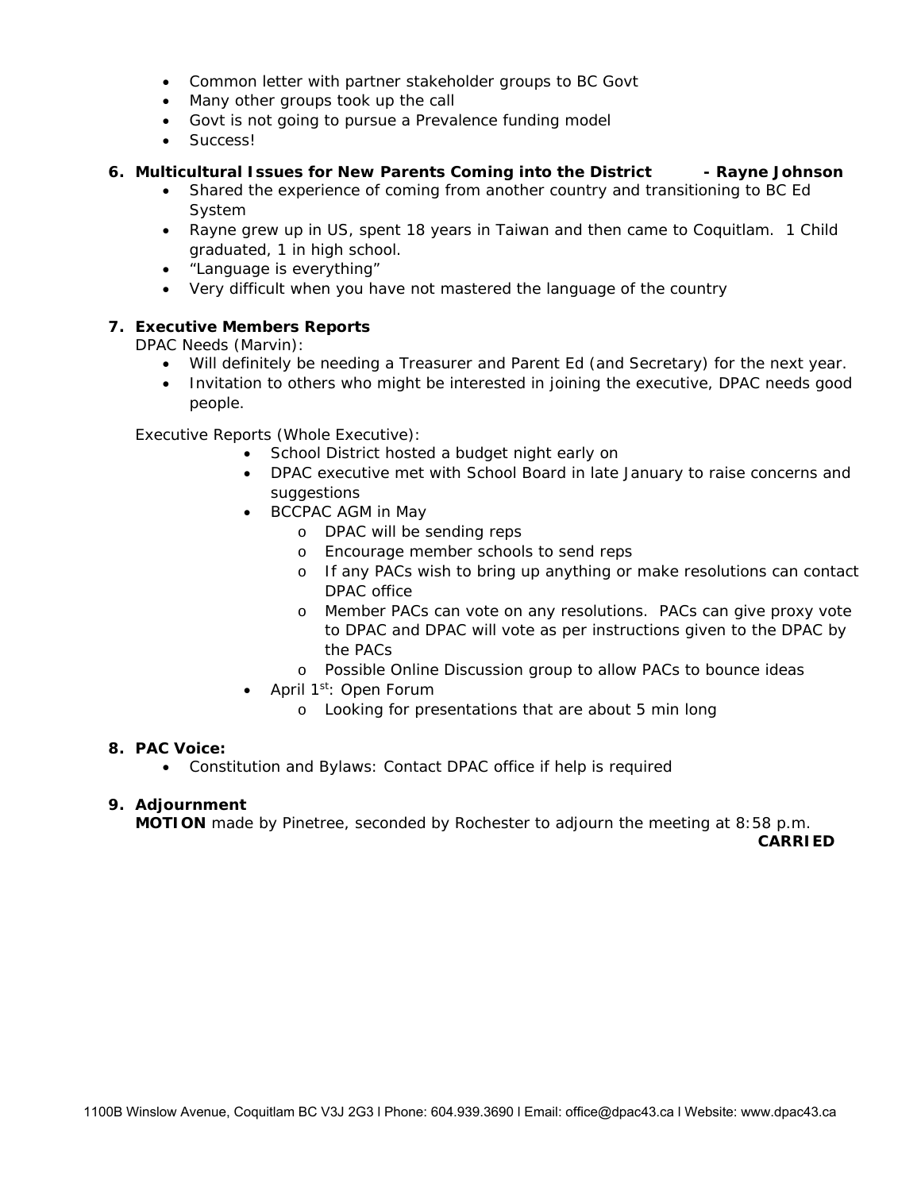- Common letter with partner stakeholder groups to BC Govt
- Many other groups took up the call
- Govt is not going to pursue a Prevalence funding model
- Success!

**6. Multicultural Issues for New Parents Coming into the District - Rayne Johnson**

- Shared the experience of coming from another country and transitioning to BC Ed System
- Rayne grew up in US, spent 18 years in Taiwan and then came to Coquitlam. 1 Child graduated, 1 in high school.
- "Language is everything"
- Very difficult when you have not mastered the language of the country

**7. Executive Members Reports**

DPAC Needs (Marvin):

- Will definitely be needing a Treasurer and Parent Ed (and Secretary) for the next year.
- Invitation to others who might be interested in joining the executive, DPAC needs good people.

Executive Reports (Whole Executive):

- School District hosted a budget night early on
- DPAC executive met with School Board in late January to raise concerns and suggestions
- BCCPAC AGM in May
  - DPAC will be sending reps
  - Encourage member schools to send reps
  - If any PACs wish to bring up anything or make resolutions can contact DPAC office
  - Member PACs can vote on any resolutions. PACs can give proxy vote to DPAC and DPAC will vote as per instructions given to the DPAC by the PACs
  - Possible Online Discussion group to allow PACs to bounce ideas
- April 1st: Open Forum
  - Looking for presentations that are about 5 min long

**8. PAC Voice:**

- Constitution and Bylaws: Contact DPAC office if help is required

**9. Adjournment**

**MOTION** made by Pinetree, seconded by Rochester to adjourn the meeting at 8:58 p.m.

**CARRIED**